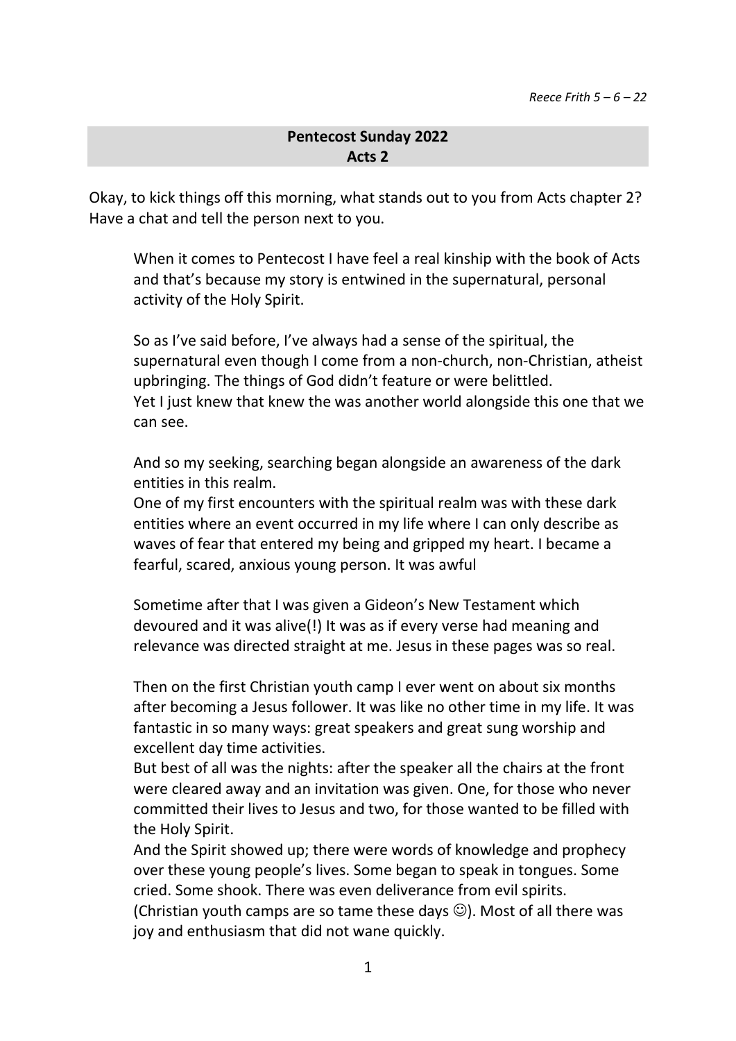*Reece Frith 5 – 6 – 22*

**Pentecost Sunday 2022**
**Acts 2**

Okay, to kick things off this morning, what stands out to you from Acts chapter 2? Have a chat and tell the person next to you.

When it comes to Pentecost I have feel a real kinship with the book of Acts and that's because my story is entwined in the supernatural, personal activity of the Holy Spirit.

So as I've said before, I've always had a sense of the spiritual, the supernatural even though I come from a non-church, non-Christian, atheist upbringing. The things of God didn't feature or were belittled.
Yet I just knew that knew the was another world alongside this one that we can see.

And so my seeking, searching began alongside an awareness of the dark entities in this realm.
One of my first encounters with the spiritual realm was with these dark entities where an event occurred in my life where I can only describe as waves of fear that entered my being and gripped my heart. I became a fearful, scared, anxious young person. It was awful

Sometime after that I was given a Gideon's New Testament which devoured and it was alive(!) It was as if every verse had meaning and relevance was directed straight at me. Jesus in these pages was so real.

Then on the first Christian youth camp I ever went on about six months after becoming a Jesus follower. It was like no other time in my life. It was fantastic in so many ways: great speakers and great sung worship and excellent day time activities.
But best of all was the nights: after the speaker all the chairs at the front were cleared away and an invitation was given. One, for those who never committed their lives to Jesus and two, for those wanted to be filled with the Holy Spirit.
And the Spirit showed up; there were words of knowledge and prophecy over these young people's lives. Some began to speak in tongues. Some cried. Some shook. There was even deliverance from evil spirits. (Christian youth camps are so tame these days ☺). Most of all there was joy and enthusiasm that did not wane quickly.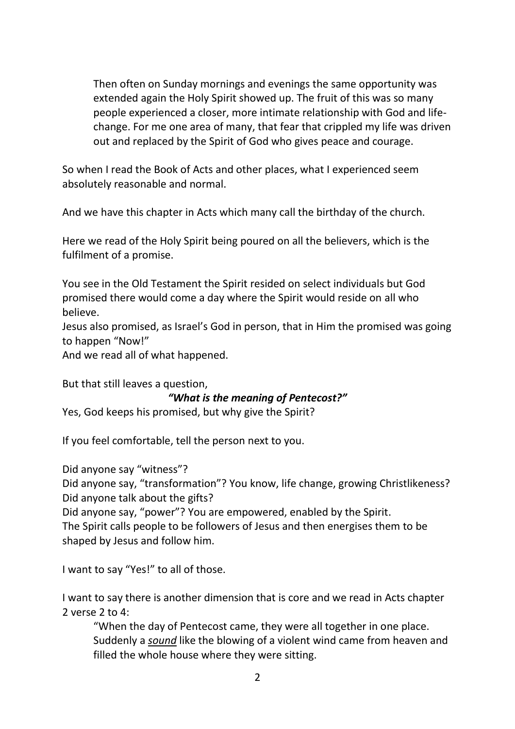> Then often on Sunday mornings and evenings the same opportunity was extended again the Holy Spirit showed up. The fruit of this was so many people experienced a closer, more intimate relationship with God and life-change. For me one area of many, that fear that crippled my life was driven out and replaced by the Spirit of God who gives peace and courage.

So when I read the Book of Acts and other places, what I experienced seem absolutely reasonable and normal.

And we have this chapter in Acts which many call the birthday of the church.

Here we read of the Holy Spirit being poured on all the believers, which is the fulfilment of a promise.

You see in the Old Testament the Spirit resided on select individuals but God promised there would come a day where the Spirit would reside on all who believe.
Jesus also promised, as Israel's God in person, that in Him the promised was going to happen "Now!"
And we read all of what happened.

But that still leaves a question,

***"What is the meaning of Pentecost?"***

Yes, God keeps his promised, but why give the Spirit?

If you feel comfortable, tell the person next to you.

Did anyone say "witness"?
Did anyone say, "transformation"? You know, life change, growing Christlikeness?
Did anyone talk about the gifts?
Did anyone say, "power"? You are empowered, enabled by the Spirit.
The Spirit calls people to be followers of Jesus and then energises them to be shaped by Jesus and follow him.

I want to say "Yes!" to all of those.

I want to say there is another dimension that is core and we read in Acts chapter 2 verse 2 to 4:

> "When the day of Pentecost came, they were all together in one place. Suddenly a <u>***sound***</u> like the blowing of a violent wind came from heaven and filled the whole house where they were sitting.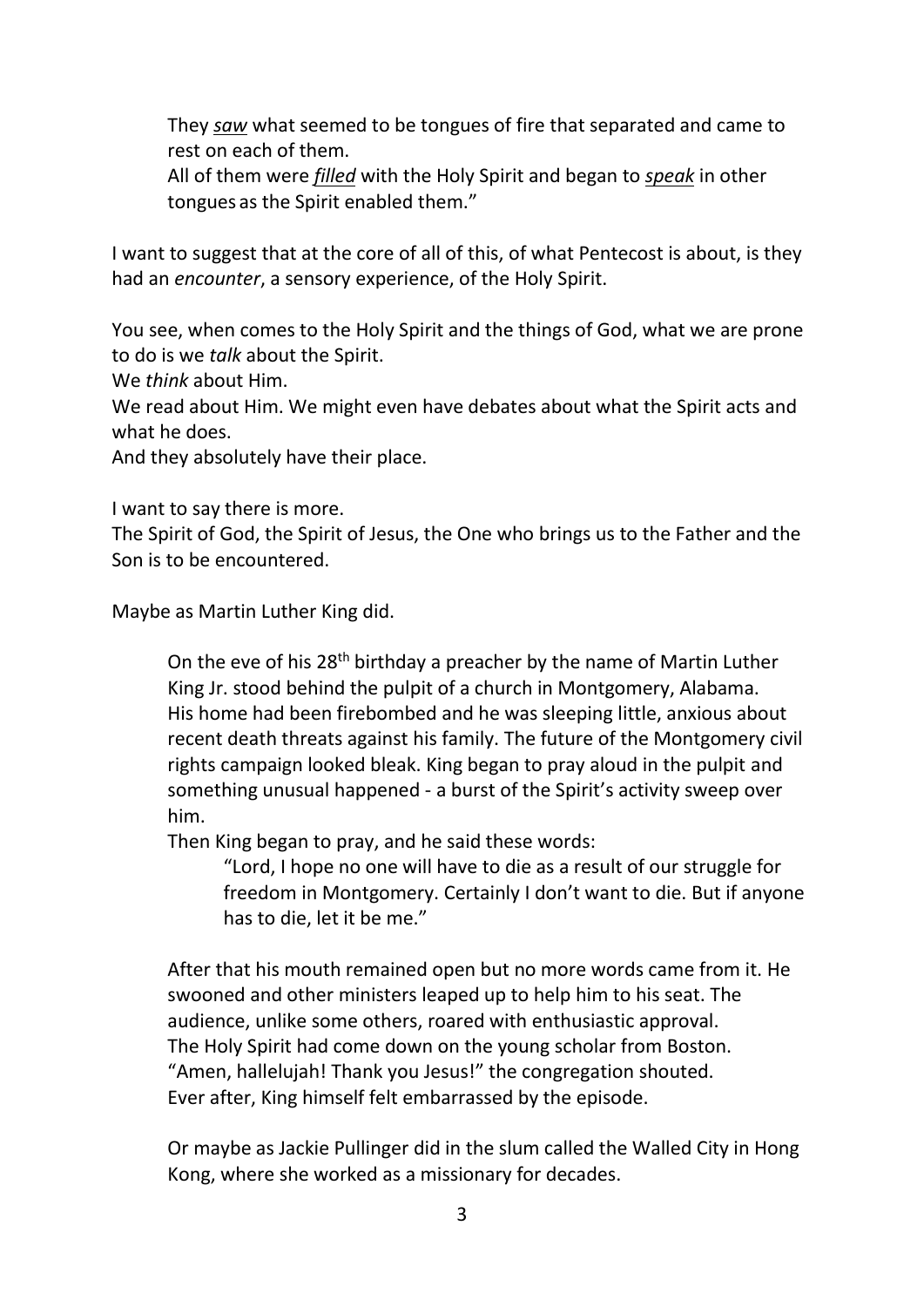> They ***saw*** what seemed to be tongues of fire that separated and came to rest on each of them.
> All of them were ***filled*** with the Holy Spirit and began to ***speak*** in other tongues as the Spirit enabled them."

I want to suggest that at the core of all of this, of what Pentecost is about, is they had an *encounter*, a sensory experience, of the Holy Spirit.

You see, when comes to the Holy Spirit and the things of God, what we are prone to do is we *talk* about the Spirit.
We *think* about Him.
We read about Him. We might even have debates about what the Spirit acts and what he does.
And they absolutely have their place.

I want to say there is more.
The Spirit of God, the Spirit of Jesus, the One who brings us to the Father and the Son is to be encountered.

Maybe as Martin Luther King did.

> On the eve of his 28th birthday a preacher by the name of Martin Luther King Jr. stood behind the pulpit of a church in Montgomery, Alabama. His home had been firebombed and he was sleeping little, anxious about recent death threats against his family. The future of the Montgomery civil rights campaign looked bleak. King began to pray aloud in the pulpit and something unusual happened - a burst of the Spirit's activity sweep over him.
> Then King began to pray, and he said these words:
>
> > "Lord, I hope no one will have to die as a result of our struggle for freedom in Montgomery. Certainly I don't want to die. But if anyone has to die, let it be me."
>
> After that his mouth remained open but no more words came from it. He swooned and other ministers leaped up to help him to his seat. The audience, unlike some others, roared with enthusiastic approval.
> The Holy Spirit had come down on the young scholar from Boston.
> "Amen, hallelujah! Thank you Jesus!" the congregation shouted.
> Ever after, King himself felt embarrassed by the episode.
>
> Or maybe as Jackie Pullinger did in the slum called the Walled City in Hong Kong, where she worked as a missionary for decades.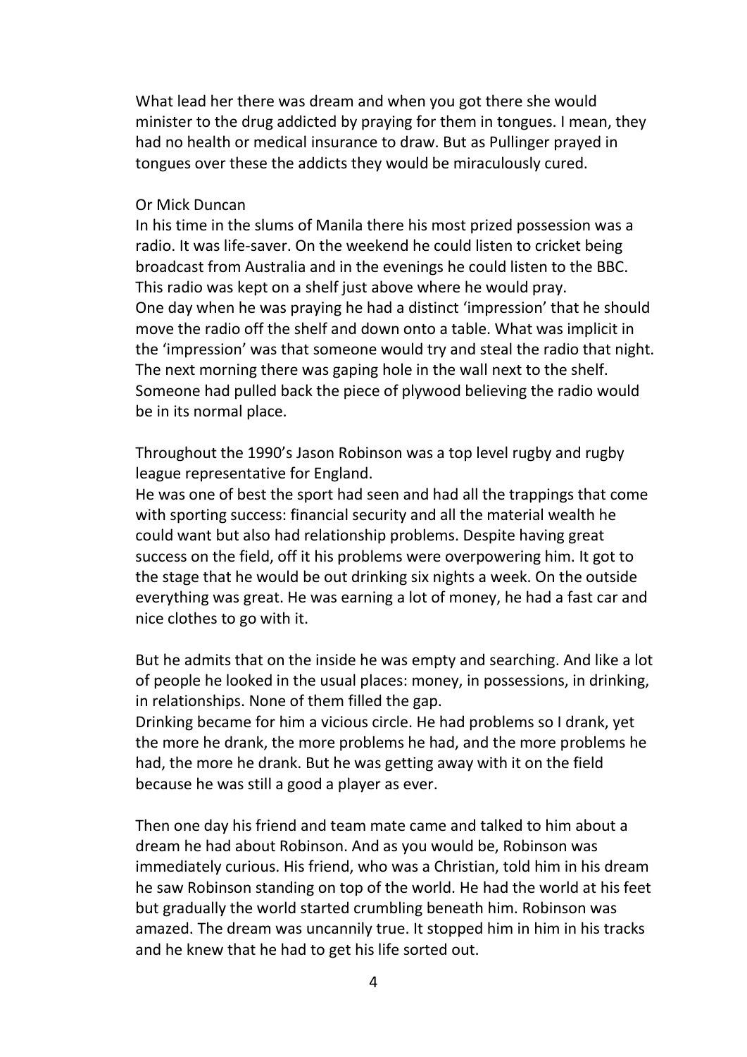What lead her there was dream and when you got there she would minister to the drug addicted by praying for them in tongues. I mean, they had no health or medical insurance to draw. But as Pullinger prayed in tongues over these the addicts they would be miraculously cured.

Or Mick Duncan
In his time in the slums of Manila there his most prized possession was a radio. It was life-saver. On the weekend he could listen to cricket being broadcast from Australia and in the evenings he could listen to the BBC. This radio was kept on a shelf just above where he would pray.
One day when he was praying he had a distinct 'impression' that he should move the radio off the shelf and down onto a table. What was implicit in the 'impression' was that someone would try and steal the radio that night. The next morning there was gaping hole in the wall next to the shelf. Someone had pulled back the piece of plywood believing the radio would be in its normal place.

Throughout the 1990's Jason Robinson was a top level rugby and rugby league representative for England.
He was one of best the sport had seen and had all the trappings that come with sporting success: financial security and all the material wealth he could want but also had relationship problems. Despite having great success on the field, off it his problems were overpowering him. It got to the stage that he would be out drinking six nights a week. On the outside everything was great. He was earning a lot of money, he had a fast car and nice clothes to go with it.

But he admits that on the inside he was empty and searching. And like a lot of people he looked in the usual places: money, in possessions, in drinking, in relationships. None of them filled the gap.
Drinking became for him a vicious circle. He had problems so I drank, yet the more he drank, the more problems he had, and the more problems he had, the more he drank. But he was getting away with it on the field because he was still a good a player as ever.

Then one day his friend and team mate came and talked to him about a dream he had about Robinson. And as you would be, Robinson was immediately curious. His friend, who was a Christian, told him in his dream he saw Robinson standing on top of the world. He had the world at his feet but gradually the world started crumbling beneath him. Robinson was amazed. The dream was uncannily true. It stopped him in him in his tracks and he knew that he had to get his life sorted out.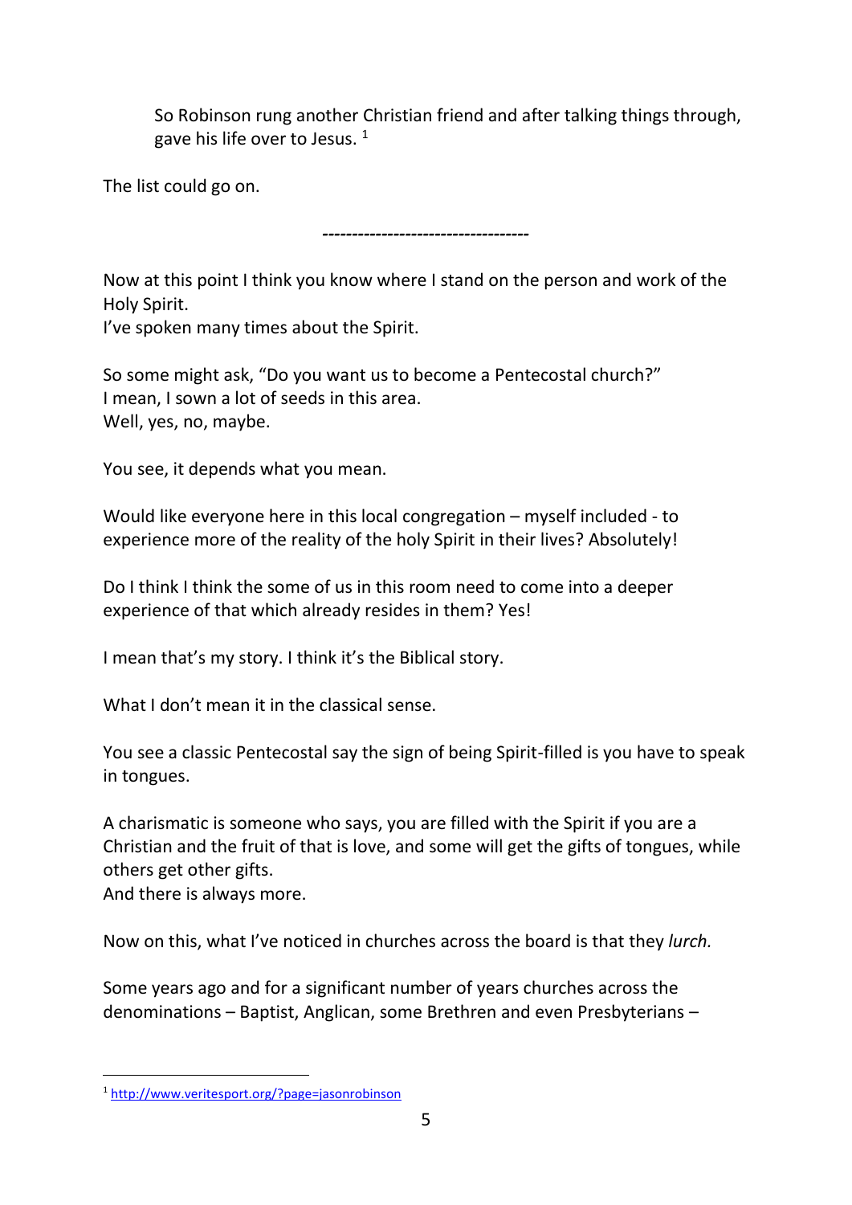So Robinson rung another Christian friend and after talking things through, gave his life over to Jesus. [1]

The list could go on.

-----------------------------------

Now at this point I think you know where I stand on the person and work of the Holy Spirit.
I've spoken many times about the Spirit.

So some might ask, "Do you want us to become a Pentecostal church?"
I mean, I sown a lot of seeds in this area.
Well, yes, no, maybe.

You see, it depends what you mean.

Would like everyone here in this local congregation – myself included - to experience more of the reality of the holy Spirit in their lives? Absolutely!

Do I think I think the some of us in this room need to come into a deeper experience of that which already resides in them? Yes!

I mean that's my story. I think it's the Biblical story.

What I don't mean it in the classical sense.

You see a classic Pentecostal say the sign of being Spirit-filled is you have to speak in tongues.

A charismatic is someone who says, you are filled with the Spirit if you are a Christian and the fruit of that is love, and some will get the gifts of tongues, while others get other gifts.
And there is always more.

Now on this, what I've noticed in churches across the board is that they *lurch.*

Some years ago and for a significant number of years churches across the denominations – Baptist, Anglican, some Brethren and even Presbyterians –

[1] http://www.veritesport.org/?page=jasonrobinson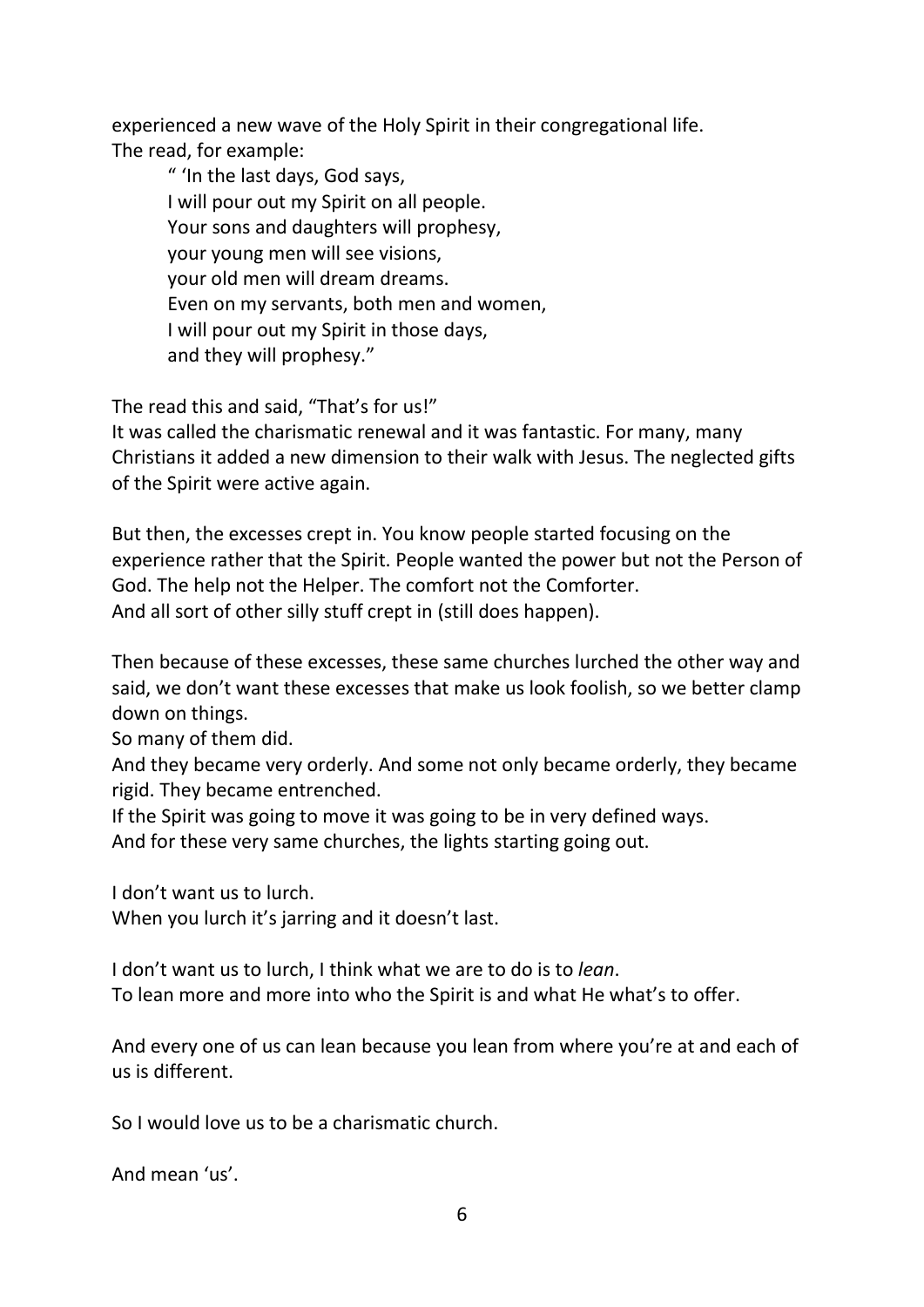experienced a new wave of the Holy Spirit in their congregational life.
The read, for example:

> " 'In the last days, God says,
> I will pour out my Spirit on all people.
> Your sons and daughters will prophesy,
> your young men will see visions,
> your old men will dream dreams.
> Even on my servants, both men and women,
> I will pour out my Spirit in those days,
> and they will prophesy."

The read this and said, "That's for us!"
It was called the charismatic renewal and it was fantastic. For many, many Christians it added a new dimension to their walk with Jesus. The neglected gifts of the Spirit were active again.

But then, the excesses crept in. You know people started focusing on the experience rather that the Spirit. People wanted the power but not the Person of God. The help not the Helper. The comfort not the Comforter.
And all sort of other silly stuff crept in (still does happen).

Then because of these excesses, these same churches lurched the other way and said, we don't want these excesses that make us look foolish, so we better clamp down on things.
So many of them did.
And they became very orderly. And some not only became orderly, they became rigid. They became entrenched.
If the Spirit was going to move it was going to be in very defined ways.
And for these very same churches, the lights starting going out.

I don't want us to lurch.
When you lurch it's jarring and it doesn't last.

I don't want us to lurch, I think what we are to do is to *lean*.
To lean more and more into who the Spirit is and what He what's to offer.

And every one of us can lean because you lean from where you're at and each of us is different.

So I would love us to be a charismatic church.

And mean 'us'.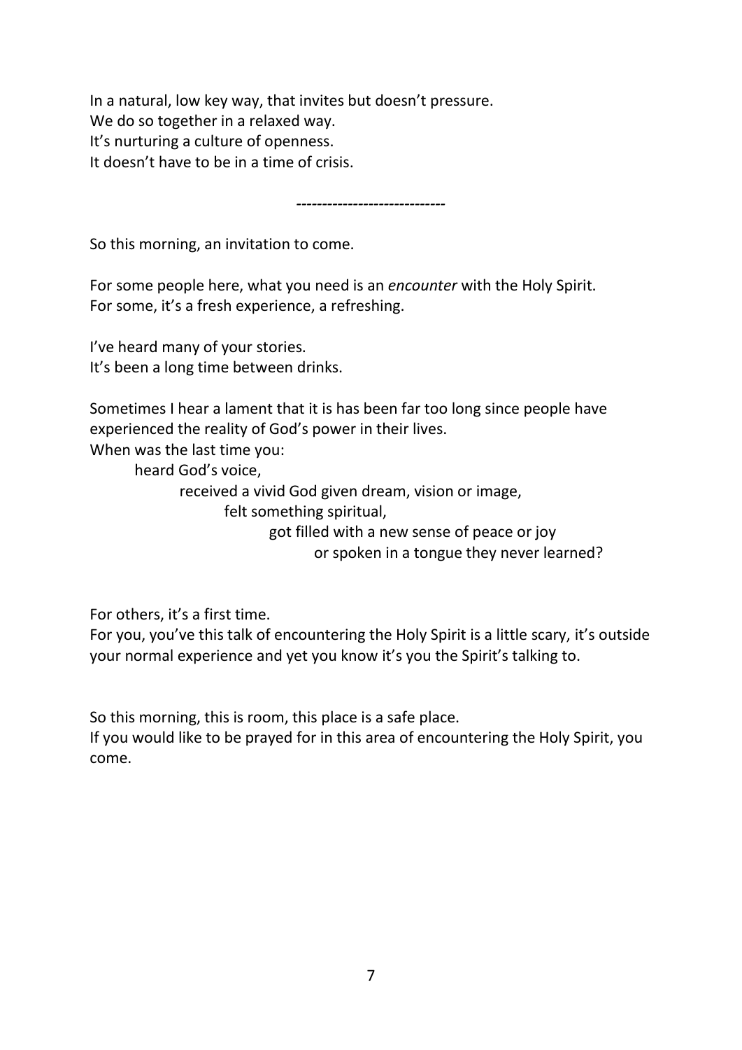In a natural, low key way, that invites but doesn't pressure.
We do so together in a relaxed way.
It's nurturing a culture of openness.
It doesn't have to be in a time of crisis.

-----------------------------

So this morning, an invitation to come.

For some people here, what you need is an *encounter* with the Holy Spirit.
For some, it's a fresh experience, a refreshing.

I've heard many of your stories.
It's been a long time between drinks.

Sometimes I hear a lament that it is has been far too long since people have experienced the reality of God's power in their lives.
When was the last time you:

heard God's voice,
received a vivid God given dream, vision or image,
felt something spiritual,
got filled with a new sense of peace or joy
or spoken in a tongue they never learned?

For others, it's a first time.
For you, you've this talk of encountering the Holy Spirit is a little scary, it's outside your normal experience and yet you know it's you the Spirit's talking to.

So this morning, this is room, this place is a safe place.
If you would like to be prayed for in this area of encountering the Holy Spirit, you come.